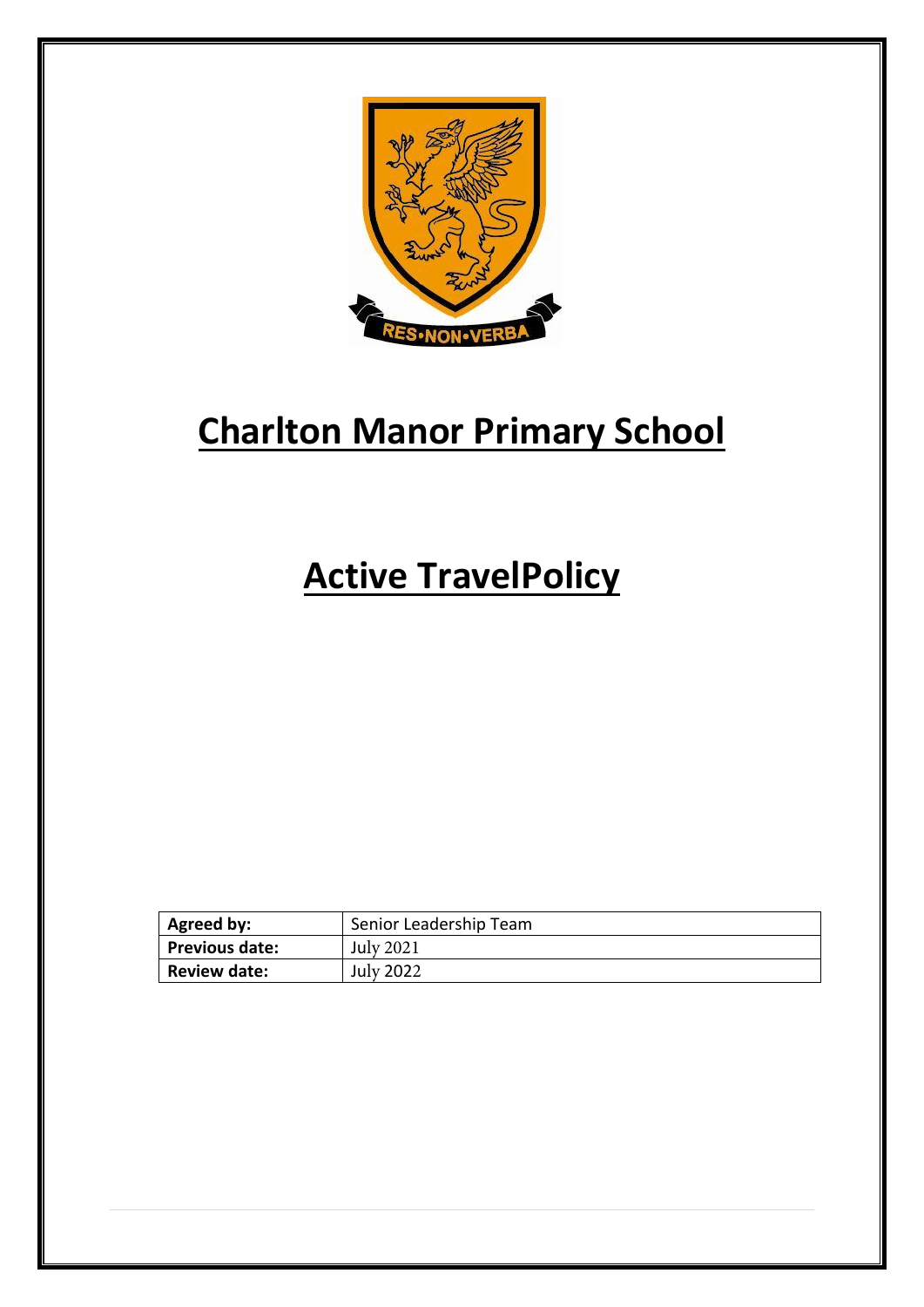RES•NON•VERBA

# Charlton Manor Primary School

# Active TravelPolicy

| Agreed by: | Senior Leadership Team |
|---|---|
| Previous date: | July 2021 |
| Review date: | July 2022 |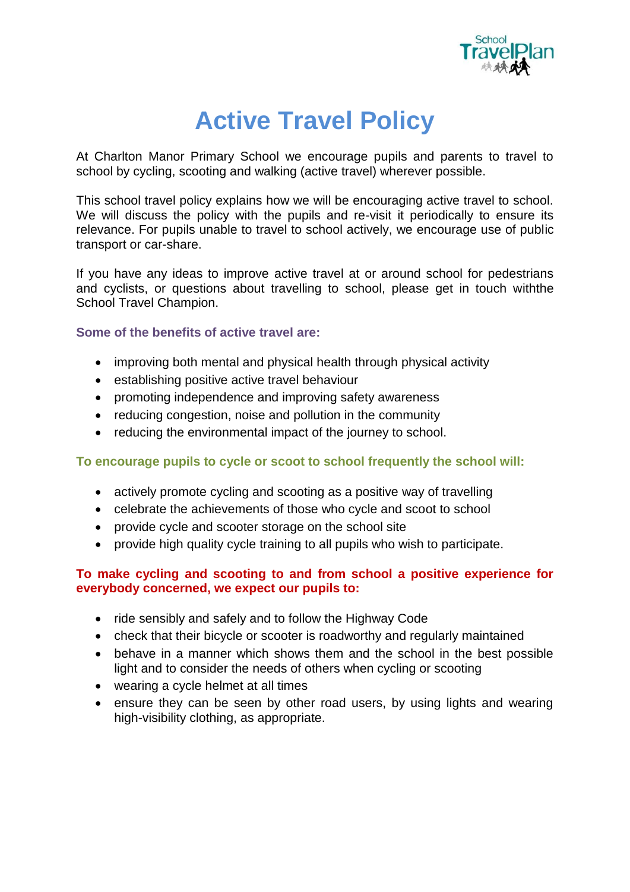# Active Travel Policy

At Charlton Manor Primary School we encourage pupils and parents to travel to school by cycling, scooting and walking (active travel) wherever possible.

This school travel policy explains how we will be encouraging active travel to school. We will discuss the policy with the pupils and re-visit it periodically to ensure its relevance. For pupils unable to travel to school actively, we encourage use of public transport or car-share.

If you have any ideas to improve active travel at or around school for pedestrians and cyclists, or questions about travelling to school, please get in touch withthe School Travel Champion.

### Some of the benefits of active travel are:

- improving both mental and physical health through physical activity
- establishing positive active travel behaviour
- promoting independence and improving safety awareness
- reducing congestion, noise and pollution in the community
- reducing the environmental impact of the journey to school.

### To encourage pupils to cycle or scoot to school frequently the school will:

- actively promote cycling and scooting as a positive way of travelling
- celebrate the achievements of those who cycle and scoot to school
- provide cycle and scooter storage on the school site
- provide high quality cycle training to all pupils who wish to participate.

### To make cycling and scooting to and from school a positive experience for everybody concerned, we expect our pupils to:

- ride sensibly and safely and to follow the Highway Code
- check that their bicycle or scooter is roadworthy and regularly maintained
- behave in a manner which shows them and the school in the best possible light and to consider the needs of others when cycling or scooting
- wearing a cycle helmet at all times
- ensure they can be seen by other road users, by using lights and wearing high-visibility clothing, as appropriate.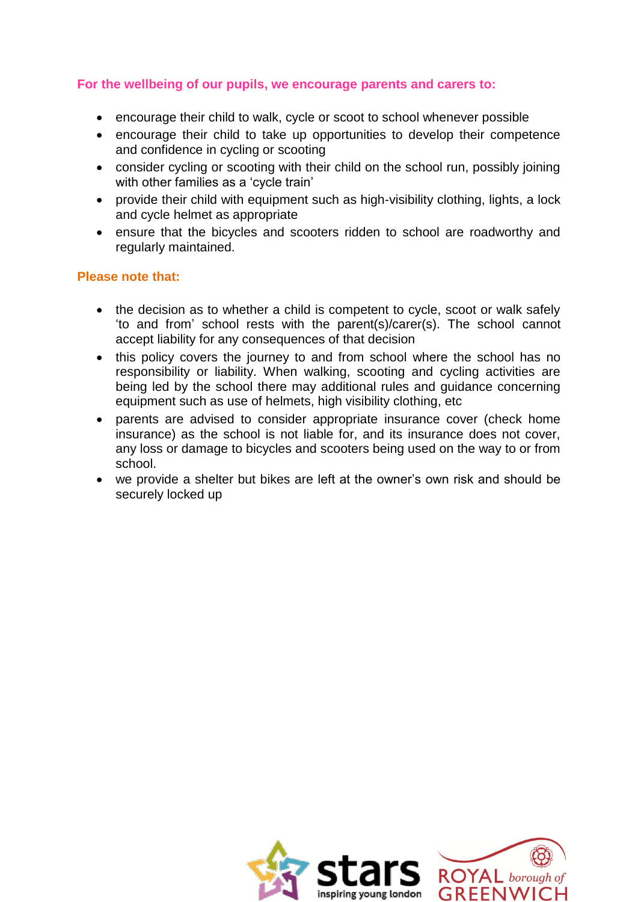**For the wellbeing of our pupils, we encourage parents and carers to:**

- encourage their child to walk, cycle or scoot to school whenever possible
- encourage their child to take up opportunities to develop their competence and confidence in cycling or scooting
- consider cycling or scooting with their child on the school run, possibly joining with other families as a 'cycle train'
- provide their child with equipment such as high-visibility clothing, lights, a lock and cycle helmet as appropriate
- ensure that the bicycles and scooters ridden to school are roadworthy and regularly maintained.

**Please note that:**

- the decision as to whether a child is competent to cycle, scoot or walk safely 'to and from' school rests with the parent(s)/carer(s). The school cannot accept liability for any consequences of that decision
- this policy covers the journey to and from school where the school has no responsibility or liability. When walking, scooting and cycling activities are being led by the school there may additional rules and guidance concerning equipment such as use of helmets, high visibility clothing, etc
- parents are advised to consider appropriate insurance cover (check home insurance) as the school is not liable for, and its insurance does not cover, any loss or damage to bicycles and scooters being used on the way to or from school.
- we provide a shelter but bikes are left at the owner's own risk and should be securely locked up